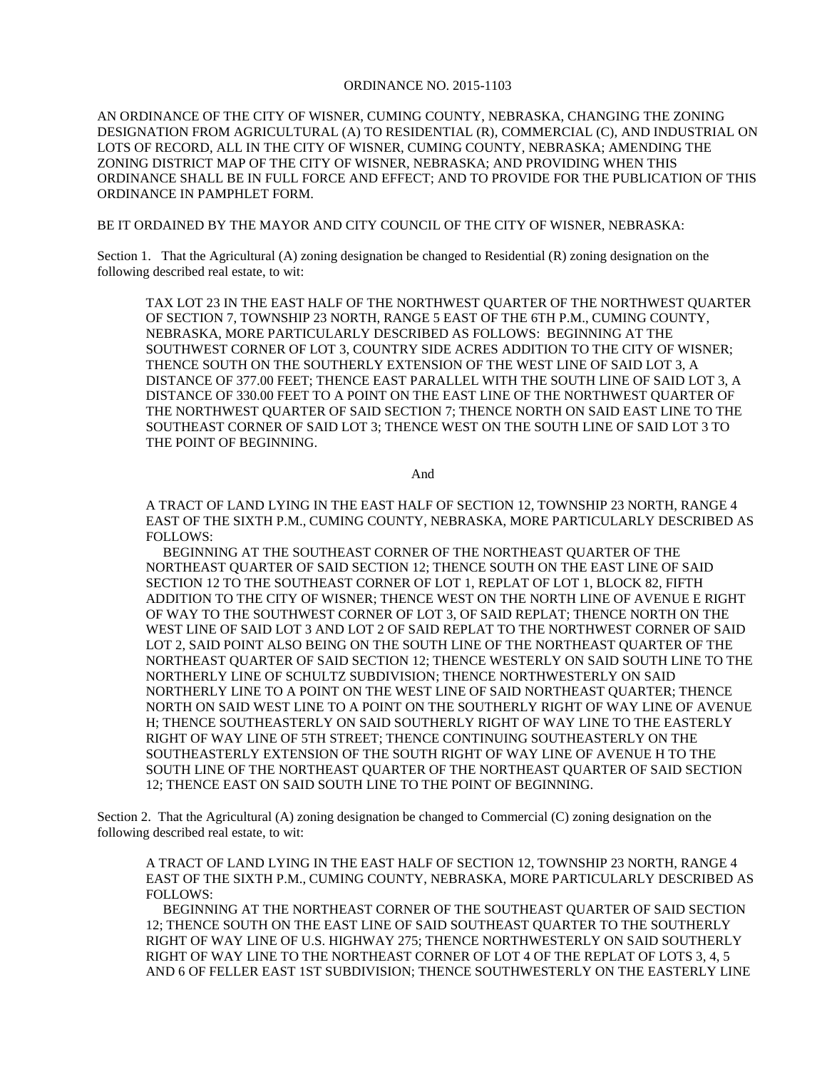# ORDINANCE NO. 2015-1103

AN ORDINANCE OF THE CITY OF WISNER, CUMING COUNTY, NEBRASKA, CHANGING THE ZONING DESIGNATION FROM AGRICULTURAL (A) TO RESIDENTIAL (R), COMMERCIAL (C), AND INDUSTRIAL ON LOTS OF RECORD, ALL IN THE CITY OF WISNER, CUMING COUNTY, NEBRASKA; AMENDING THE ZONING DISTRICT MAP OF THE CITY OF WISNER, NEBRASKA; AND PROVIDING WHEN THIS ORDINANCE SHALL BE IN FULL FORCE AND EFFECT; AND TO PROVIDE FOR THE PUBLICATION OF THIS ORDINANCE IN PAMPHLET FORM.

BE IT ORDAINED BY THE MAYOR AND CITY COUNCIL OF THE CITY OF WISNER, NEBRASKA:

Section 1. That the Agricultural (A) zoning designation be changed to Residential (R) zoning designation on the following described real estate, to wit:

> TAX LOT 23 IN THE EAST HALF OF THE NORTHWEST QUARTER OF THE NORTHWEST QUARTER OF SECTION 7, TOWNSHIP 23 NORTH, RANGE 5 EAST OF THE 6TH P.M., CUMING COUNTY, NEBRASKA, MORE PARTICULARLY DESCRIBED AS FOLLOWS: BEGINNING AT THE SOUTHWEST CORNER OF LOT 3, COUNTRY SIDE ACRES ADDITION TO THE CITY OF WISNER; THENCE SOUTH ON THE SOUTHERLY EXTENSION OF THE WEST LINE OF SAID LOT 3, A DISTANCE OF 377.00 FEET; THENCE EAST PARALLEL WITH THE SOUTH LINE OF SAID LOT 3, A DISTANCE OF 330.00 FEET TO A POINT ON THE EAST LINE OF THE NORTHWEST QUARTER OF THE NORTHWEST QUARTER OF SAID SECTION 7; THENCE NORTH ON SAID EAST LINE TO THE SOUTHEAST CORNER OF SAID LOT 3; THENCE WEST ON THE SOUTH LINE OF SAID LOT 3 TO THE POINT OF BEGINNING.

And

> A TRACT OF LAND LYING IN THE EAST HALF OF SECTION 12, TOWNSHIP 23 NORTH, RANGE 4 EAST OF THE SIXTH P.M., CUMING COUNTY, NEBRASKA, MORE PARTICULARLY DESCRIBED AS FOLLOWS:
>
> BEGINNING AT THE SOUTHEAST CORNER OF THE NORTHEAST QUARTER OF THE NORTHEAST QUARTER OF SAID SECTION 12; THENCE SOUTH ON THE EAST LINE OF SAID SECTION 12 TO THE SOUTHEAST CORNER OF LOT 1, REPLAT OF LOT 1, BLOCK 82, FIFTH ADDITION TO THE CITY OF WISNER; THENCE WEST ON THE NORTH LINE OF AVENUE E RIGHT OF WAY TO THE SOUTHWEST CORNER OF LOT 3, OF SAID REPLAT; THENCE NORTH ON THE WEST LINE OF SAID LOT 3 AND LOT 2 OF SAID REPLAT TO THE NORTHWEST CORNER OF SAID LOT 2, SAID POINT ALSO BEING ON THE SOUTH LINE OF THE NORTHEAST QUARTER OF THE NORTHEAST QUARTER OF SAID SECTION 12; THENCE WESTERLY ON SAID SOUTH LINE TO THE NORTHERLY LINE OF SCHULTZ SUBDIVISION; THENCE NORTHWESTERLY ON SAID NORTHERLY LINE TO A POINT ON THE WEST LINE OF SAID NORTHEAST QUARTER; THENCE NORTH ON SAID WEST LINE TO A POINT ON THE SOUTHERLY RIGHT OF WAY LINE OF AVENUE H; THENCE SOUTHEASTERLY ON SAID SOUTHERLY RIGHT OF WAY LINE TO THE EASTERLY RIGHT OF WAY LINE OF 5TH STREET; THENCE CONTINUING SOUTHEASTERLY ON THE SOUTHEASTERLY EXTENSION OF THE SOUTH RIGHT OF WAY LINE OF AVENUE H TO THE SOUTH LINE OF THE NORTHEAST QUARTER OF THE NORTHEAST QUARTER OF SAID SECTION 12; THENCE EAST ON SAID SOUTH LINE TO THE POINT OF BEGINNING.

Section 2. That the Agricultural (A) zoning designation be changed to Commercial (C) zoning designation on the following described real estate, to wit:

> A TRACT OF LAND LYING IN THE EAST HALF OF SECTION 12, TOWNSHIP 23 NORTH, RANGE 4 EAST OF THE SIXTH P.M., CUMING COUNTY, NEBRASKA, MORE PARTICULARLY DESCRIBED AS FOLLOWS:
>
> BEGINNING AT THE NORTHEAST CORNER OF THE SOUTHEAST QUARTER OF SAID SECTION 12; THENCE SOUTH ON THE EAST LINE OF SAID SOUTHEAST QUARTER TO THE SOUTHERLY RIGHT OF WAY LINE OF U.S. HIGHWAY 275; THENCE NORTHWESTERLY ON SAID SOUTHERLY RIGHT OF WAY LINE TO THE NORTHEAST CORNER OF LOT 4 OF THE REPLAT OF LOTS 3, 4, 5 AND 6 OF FELLER EAST 1ST SUBDIVISION; THENCE SOUTHWESTERLY ON THE EASTERLY LINE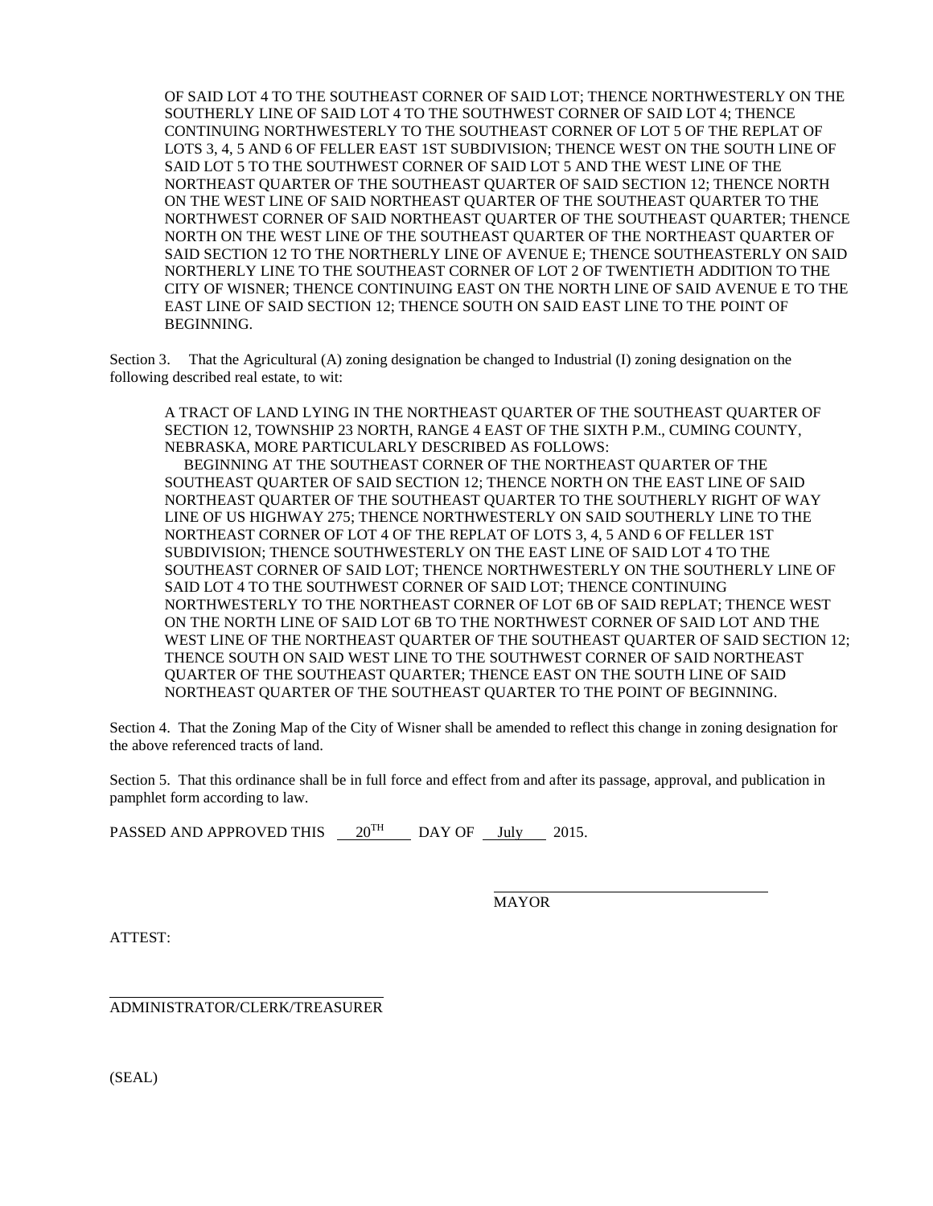OF SAID LOT 4 TO THE SOUTHEAST CORNER OF SAID LOT; THENCE NORTHWESTERLY ON THE SOUTHERLY LINE OF SAID LOT 4 TO THE SOUTHWEST CORNER OF SAID LOT 4; THENCE CONTINUING NORTHWESTERLY TO THE SOUTHEAST CORNER OF LOT 5 OF THE REPLAT OF LOTS 3, 4, 5 AND 6 OF FELLER EAST 1ST SUBDIVISION; THENCE WEST ON THE SOUTH LINE OF SAID LOT 5 TO THE SOUTHWEST CORNER OF SAID LOT 5 AND THE WEST LINE OF THE NORTHEAST QUARTER OF THE SOUTHEAST QUARTER OF SAID SECTION 12; THENCE NORTH ON THE WEST LINE OF SAID NORTHEAST QUARTER OF THE SOUTHEAST QUARTER TO THE NORTHWEST CORNER OF SAID NORTHEAST QUARTER OF THE SOUTHEAST QUARTER; THENCE NORTH ON THE WEST LINE OF THE SOUTHEAST QUARTER OF THE NORTHEAST QUARTER OF SAID SECTION 12 TO THE NORTHERLY LINE OF AVENUE E; THENCE SOUTHEASTERLY ON SAID NORTHERLY LINE TO THE SOUTHEAST CORNER OF LOT 2 OF TWENTIETH ADDITION TO THE CITY OF WISNER; THENCE CONTINUING EAST ON THE NORTH LINE OF SAID AVENUE E TO THE EAST LINE OF SAID SECTION 12; THENCE SOUTH ON SAID EAST LINE TO THE POINT OF BEGINNING.

Section 3. That the Agricultural (A) zoning designation be changed to Industrial (I) zoning designation on the following described real estate, to wit:

A TRACT OF LAND LYING IN THE NORTHEAST QUARTER OF THE SOUTHEAST QUARTER OF SECTION 12, TOWNSHIP 23 NORTH, RANGE 4 EAST OF THE SIXTH P.M., CUMING COUNTY, NEBRASKA, MORE PARTICULARLY DESCRIBED AS FOLLOWS:

BEGINNING AT THE SOUTHEAST CORNER OF THE NORTHEAST QUARTER OF THE SOUTHEAST QUARTER OF SAID SECTION 12; THENCE NORTH ON THE EAST LINE OF SAID NORTHEAST QUARTER OF THE SOUTHEAST QUARTER TO THE SOUTHERLY RIGHT OF WAY LINE OF US HIGHWAY 275; THENCE NORTHWESTERLY ON SAID SOUTHERLY LINE TO THE NORTHEAST CORNER OF LOT 4 OF THE REPLAT OF LOTS 3, 4, 5 AND 6 OF FELLER 1ST SUBDIVISION; THENCE SOUTHWESTERLY ON THE EAST LINE OF SAID LOT 4 TO THE SOUTHEAST CORNER OF SAID LOT; THENCE NORTHWESTERLY ON THE SOUTHERLY LINE OF SAID LOT 4 TO THE SOUTHWEST CORNER OF SAID LOT; THENCE CONTINUING NORTHWESTERLY TO THE NORTHEAST CORNER OF LOT 6B OF SAID REPLAT; THENCE WEST ON THE NORTH LINE OF SAID LOT 6B TO THE NORTHWEST CORNER OF SAID LOT AND THE WEST LINE OF THE NORTHEAST QUARTER OF THE SOUTHEAST QUARTER OF SAID SECTION 12; THENCE SOUTH ON SAID WEST LINE TO THE SOUTHWEST CORNER OF SAID NORTHEAST QUARTER OF THE SOUTHEAST QUARTER; THENCE EAST ON THE SOUTH LINE OF SAID NORTHEAST QUARTER OF THE SOUTHEAST QUARTER TO THE POINT OF BEGINNING.

Section 4. That the Zoning Map of the City of Wisner shall be amended to reflect this change in zoning designation for the above referenced tracts of land.

Section 5. That this ordinance shall be in full force and effect from and after its passage, approval, and publication in pamphlet form according to law.

PASSED AND APPROVED THIS 20TH DAY OF July 2015.

\_\_\_\_\_\_\_\_\_\_\_\_\_\_\_\_\_\_\_\_\_\_\_\_\_\_\_\_\_\_
MAYOR

ATTEST:

\_\_\_\_\_\_\_\_\_\_\_\_\_\_\_\_\_\_\_\_\_\_\_\_\_\_\_\_\_\_
ADMINISTRATOR/CLERK/TREASURER

(SEAL)